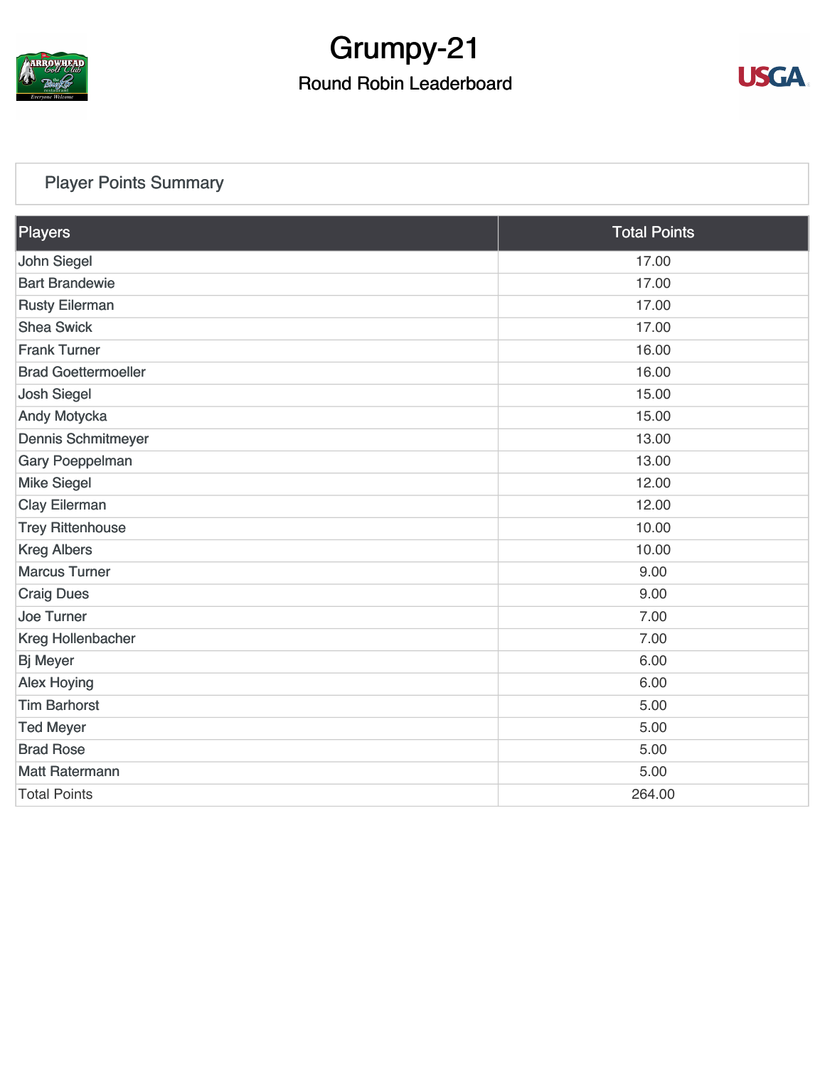# Grumpy-21

## Round Robin Leaderboard

### Player Points Summary

| Players | Total Points |
| --- | --- |
| John Siegel | 17.00 |
| Bart Brandewie | 17.00 |
| Rusty Eilerman | 17.00 |
| Shea Swick | 17.00 |
| Frank Turner | 16.00 |
| Brad Goettermoeller | 16.00 |
| Josh Siegel | 15.00 |
| Andy Motycka | 15.00 |
| Dennis Schmitmeyer | 13.00 |
| Gary Poeppelman | 13.00 |
| Mike Siegel | 12.00 |
| Clay Eilerman | 12.00 |
| Trey Rittenhouse | 10.00 |
| Kreg Albers | 10.00 |
| Marcus Turner | 9.00 |
| Craig Dues | 9.00 |
| Joe Turner | 7.00 |
| Kreg Hollenbacher | 7.00 |
| Bj Meyer | 6.00 |
| Alex Hoying | 6.00 |
| Tim Barhorst | 5.00 |
| Ted Meyer | 5.00 |
| Brad Rose | 5.00 |
| Matt Ratermann | 5.00 |
| Total Points | 264.00 |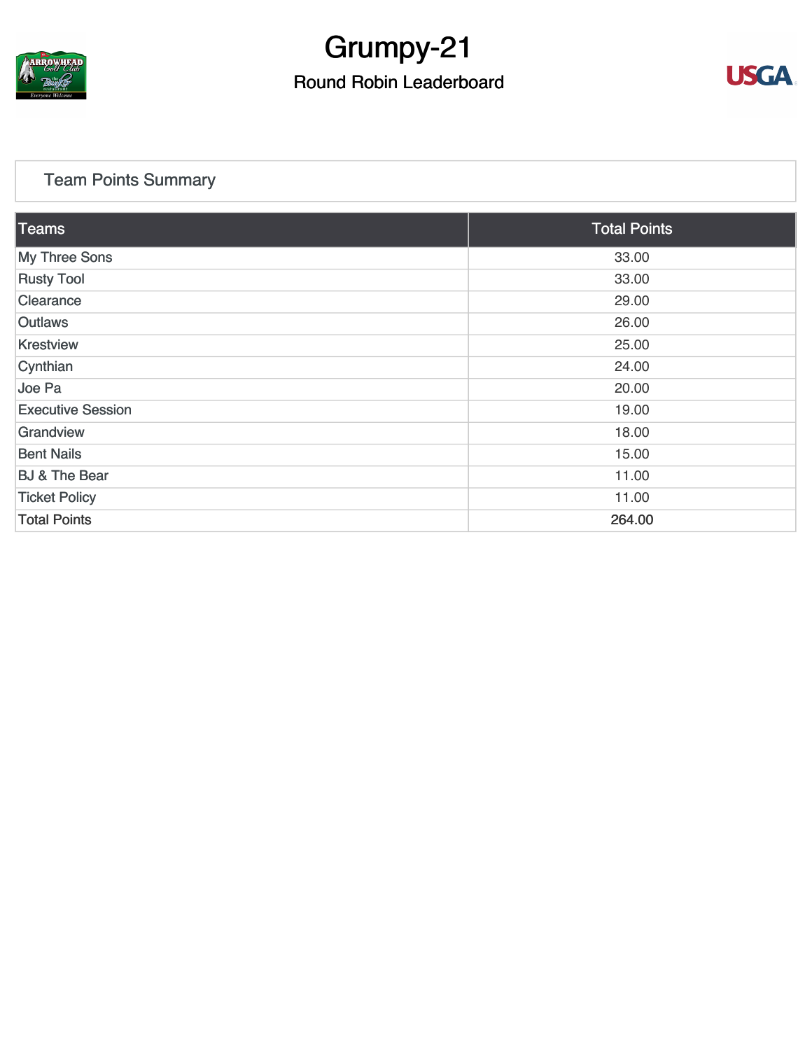# Grumpy-21

## Round Robin Leaderboard

### Team Points Summary

| Teams | Total Points |
|---|---|
| My Three Sons | 33.00 |
| Rusty Tool | 33.00 |
| Clearance | 29.00 |
| Outlaws | 26.00 |
| Krestview | 25.00 |
| Cynthian | 24.00 |
| Joe Pa | 20.00 |
| Executive Session | 19.00 |
| Grandview | 18.00 |
| Bent Nails | 15.00 |
| BJ & The Bear | 11.00 |
| Ticket Policy | 11.00 |
| Total Points | 264.00 |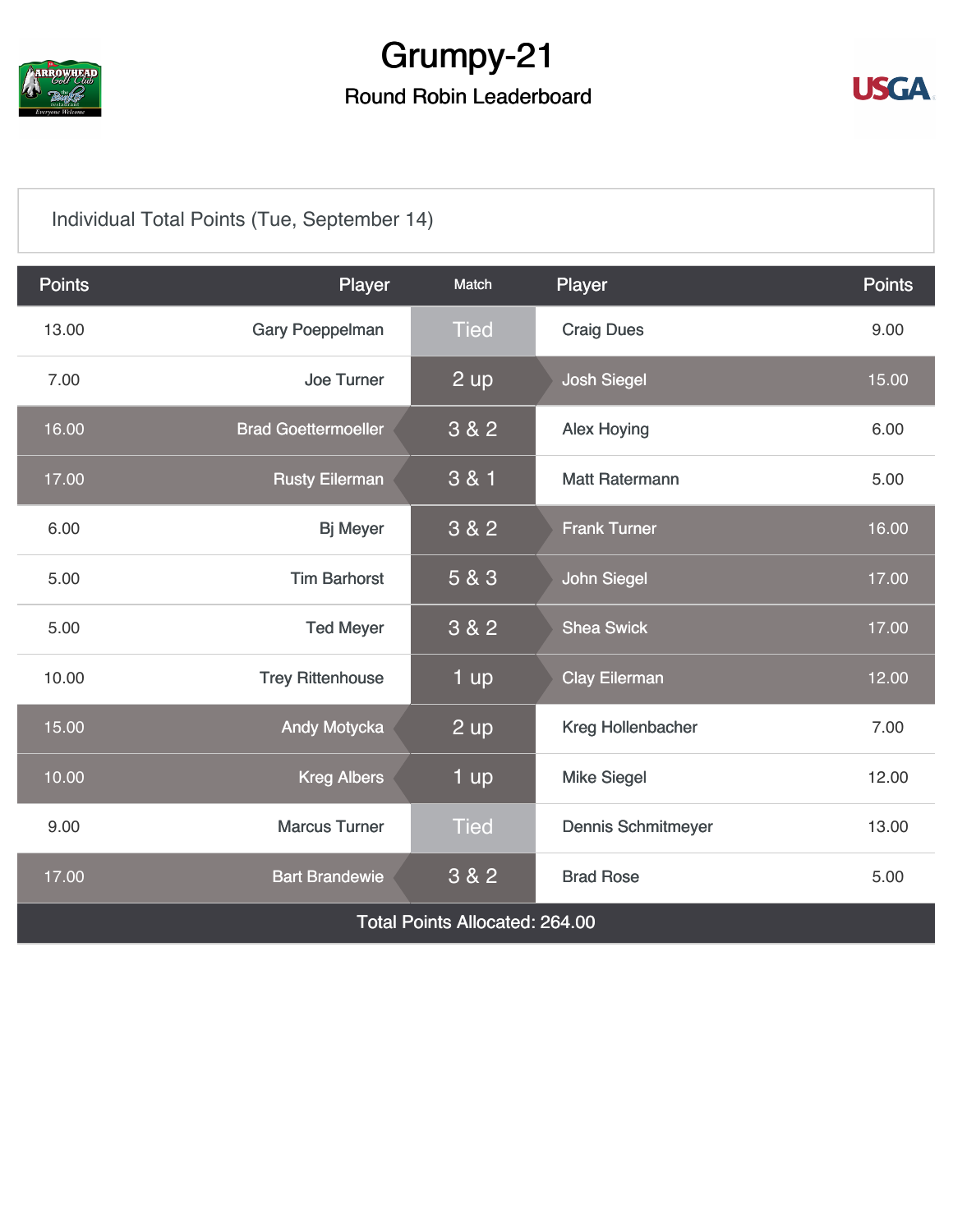# Grumpy-21

## Round Robin Leaderboard

Individual Total Points (Tue, September 14)

| Points | Player | Match | Player | Points |
|---|---|---|---|---|
| 13.00 | Gary Poeppelman | Tied | Craig Dues | 9.00 |
| 7.00 | Joe Turner | 2 up | Josh Siegel | 15.00 |
| 16.00 | Brad Goettermoeller | 3 & 2 | Alex Hoying | 6.00 |
| 17.00 | Rusty Eilerman | 3 & 1 | Matt Ratermann | 5.00 |
| 6.00 | Bj Meyer | 3 & 2 | Frank Turner | 16.00 |
| 5.00 | Tim Barhorst | 5 & 3 | John Siegel | 17.00 |
| 5.00 | Ted Meyer | 3 & 2 | Shea Swick | 17.00 |
| 10.00 | Trey Rittenhouse | 1 up | Clay Eilerman | 12.00 |
| 15.00 | Andy Motycka | 2 up | Kreg Hollenbacher | 7.00 |
| 10.00 | Kreg Albers | 1 up | Mike Siegel | 12.00 |
| 9.00 | Marcus Turner | Tied | Dennis Schmitmeyer | 13.00 |
| 17.00 | Bart Brandewie | 3 & 2 | Brad Rose | 5.00 |
| Total Points Allocated: 264.00 | | | | |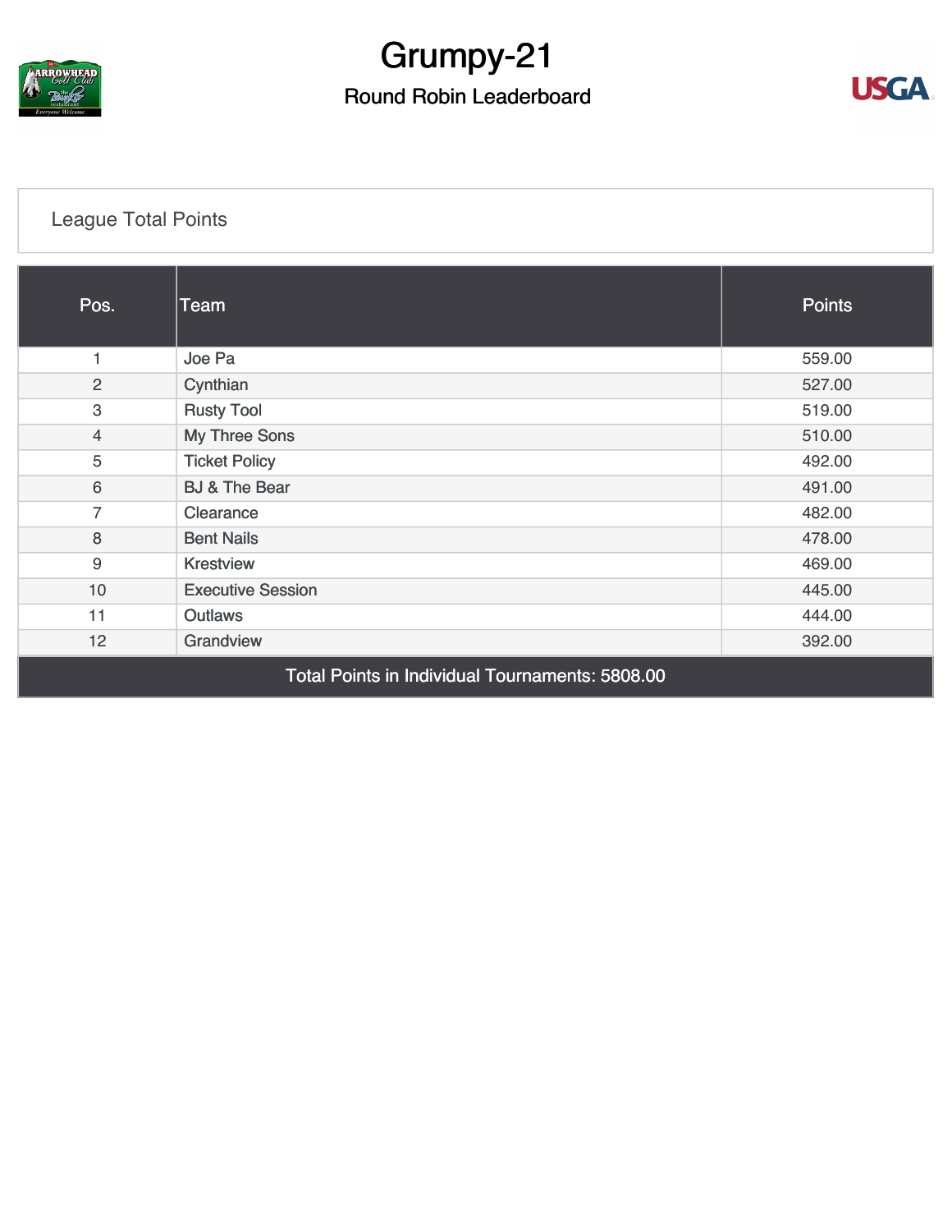# Grumpy-21

## Round Robin Leaderboard

League Total Points

| Pos. | Team | Points |
|---|---|---|
| 1 | Joe Pa | 559.00 |
| 2 | Cynthian | 527.00 |
| 3 | Rusty Tool | 519.00 |
| 4 | My Three Sons | 510.00 |
| 5 | Ticket Policy | 492.00 |
| 6 | BJ & The Bear | 491.00 |
| 7 | Clearance | 482.00 |
| 8 | Bent Nails | 478.00 |
| 9 | Krestview | 469.00 |
| 10 | Executive Session | 445.00 |
| 11 | Outlaws | 444.00 |
| 12 | Grandview | 392.00 |
| Total Points in Individual Tournaments: 5808.00 | | |